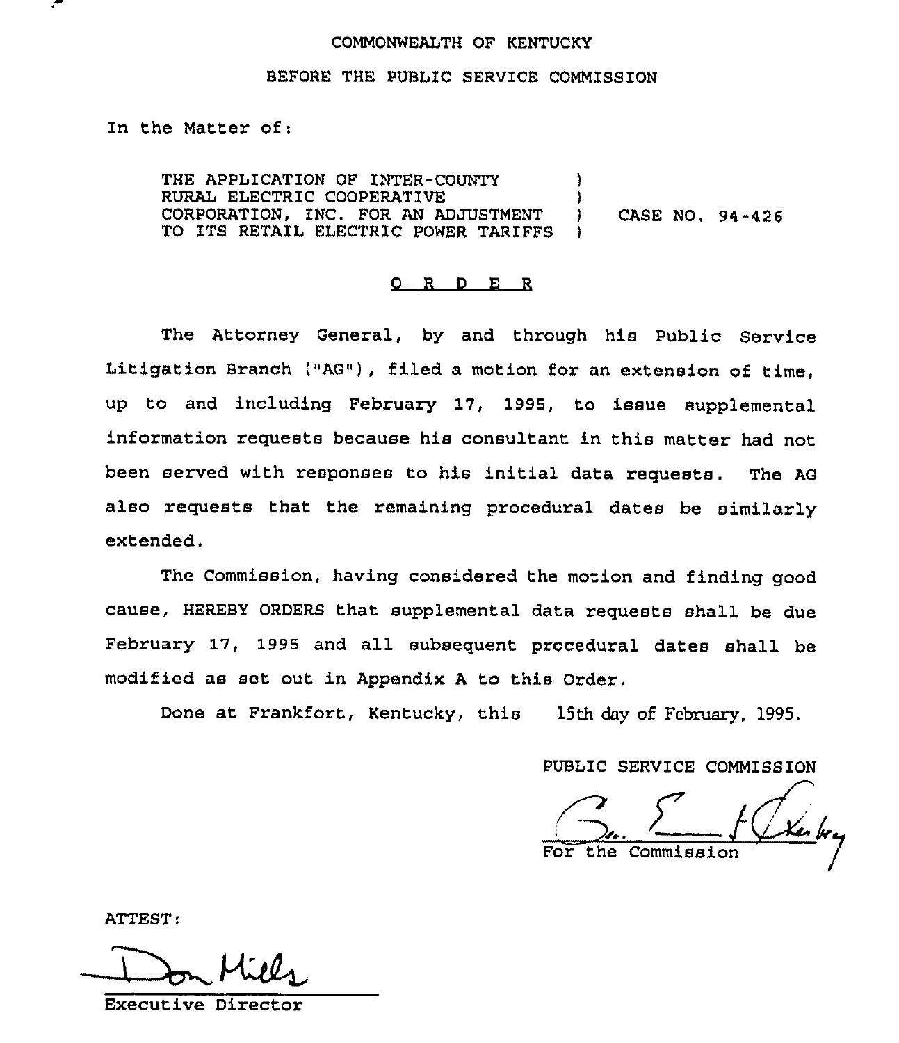COMMONWEALTH OF KENTUCKY

BEFORE THE PUBLIC SERVICE COMMISSION

In the Matter of:

THE APPLICATION OF INTER-COUNTY RURAL ELECTRIC COOPERATIVE CORPORATION, INC. FOR AN ADJUSTMENT TO ITS RETAIL ELECTRIC POWER TARIFFS ) CASE NO. 94-426

O R D E R

The Attorney General, by and through his Public Service Litigation Branch ("AG"), filed a motion for an extension of time, up to and including February 17, 1995, to issue supplemental information requests because his consultant in this matter had not been served with responses to his initial data requests. The AG also requests that the remaining procedural dates be similarly extended.

The Commission, having considered the motion and finding good cause, HEREBY ORDERS that supplemental data requests shall be due February 17, 1995 and all subsequent procedural dates shall be modified as set out in Appendix A to this Order.

Done at Frankfort, Kentucky, this 15th day of February, 1995.

PUBLIC SERVICE COMMISSION

For the Commission

ATTEST:

Executive Director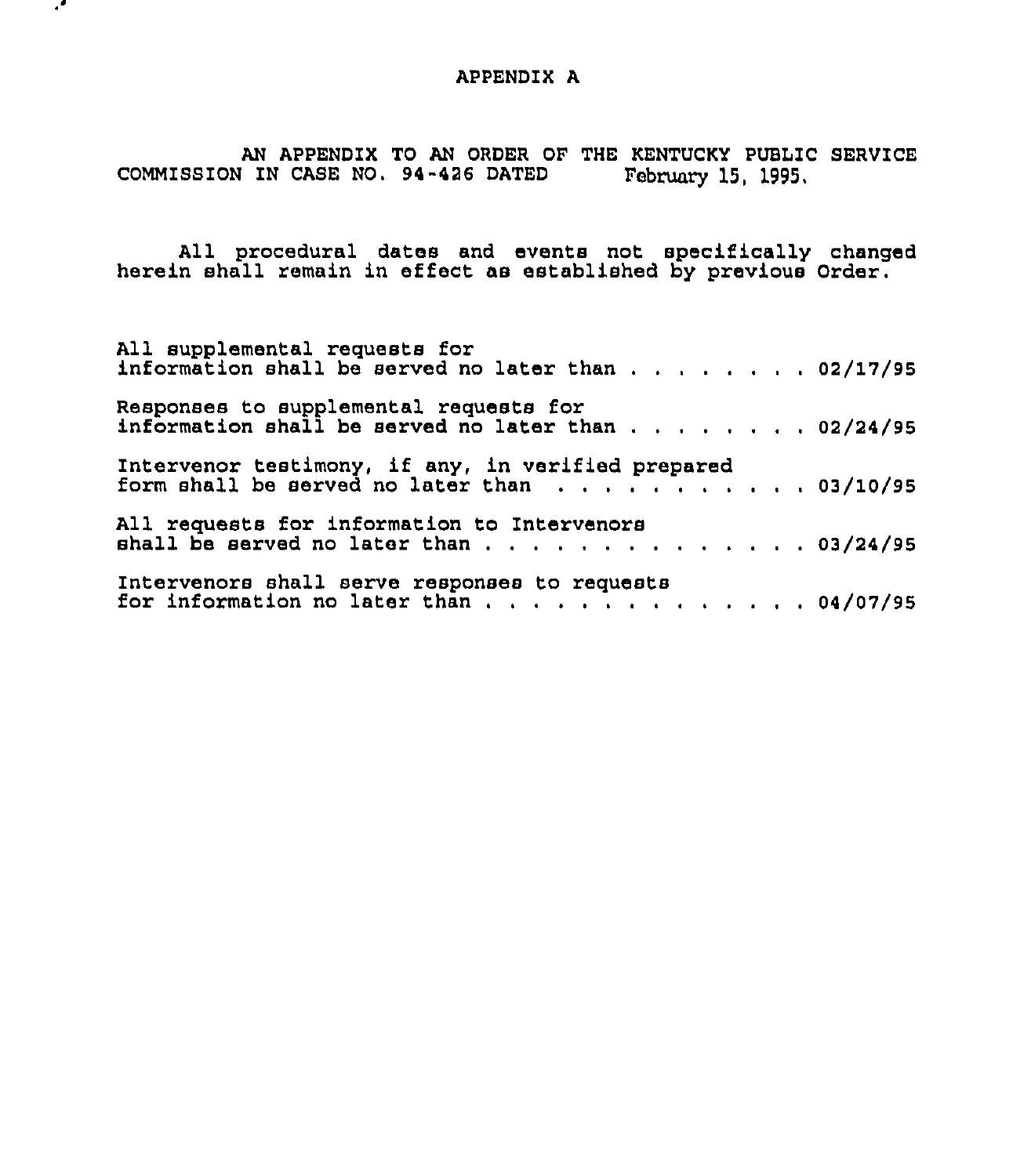# APPENDIX A

AN APPENDIX TO AN ORDER OF THE KENTUCKY PUBLIC SERVICE COMMISSION IN CASE NO. 94-426 DATED February 15, 1995.

All procedural dates and events not specifically changed herein shall remain in effect as established by previous Order.

All supplemental requests for information shall be served no later than . . . . . . . . . 02/17/95

Responses to supplemental requests for information shall be served no later than . . . . . . . . . 02/24/95

Intervenor testimony, if any, in verified prepared form shall be served no later than . . . . . . . . . . . 03/10/95

All requests for information to Intervenors shall be served no later than . . . . . . . . . . . . . . . 03/24/95

Intervenors shall serve responses to requests for information no later than . . . . . . . . . . . . . . . 04/07/95